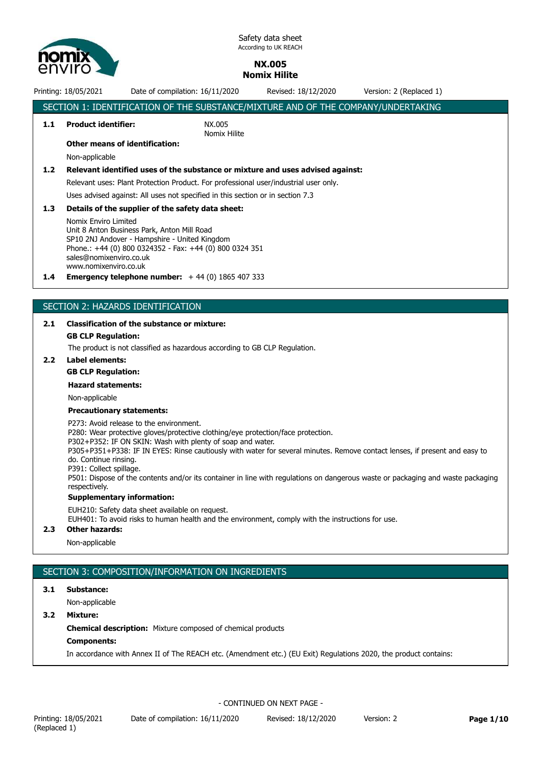Safety data sheet
According to UK REACH

**NX.005**
**Nomix Hilite**

Printing: 18/05/2021 Date of compilation: 16/11/2020 Revised: 18/12/2020 Version: 2 (Replaced 1)

## SECTION 1: IDENTIFICATION OF THE SUBSTANCE/MIXTURE AND OF THE COMPANY/UNDERTAKING

**1.1 Product identifier:** NX.005
Nomix Hilite

**Other means of identification:**

Non-applicable

**1.2 Relevant identified uses of the substance or mixture and uses advised against:**

Relevant uses: Plant Protection Product. For professional user/industrial user only.

Uses advised against: All uses not specified in this section or in section 7.3

**1.3 Details of the supplier of the safety data sheet:**

Nomix Enviro Limited
Unit 8 Anton Business Park, Anton Mill Road
SP10 2NJ Andover - Hampshire - United Kingdom
Phone.: +44 (0) 800 0324352 - Fax: +44 (0) 800 0324 351
sales@nomixenviro.co.uk
www.nomixenviro.co.uk

**1.4 Emergency telephone number:** + 44 (0) 1865 407 333

## SECTION 2: HAZARDS IDENTIFICATION

**2.1 Classification of the substance or mixture:**

**GB CLP Regulation:**

The product is not classified as hazardous according to GB CLP Regulation.

**2.2 Label elements:**

**GB CLP Regulation:**

**Hazard statements:**

Non-applicable

**Precautionary statements:**

P273: Avoid release to the environment.
P280: Wear protective gloves/protective clothing/eye protection/face protection.
P302+P352: IF ON SKIN: Wash with plenty of soap and water.
P305+P351+P338: IF IN EYES: Rinse cautiously with water for several minutes. Remove contact lenses, if present and easy to do. Continue rinsing.
P391: Collect spillage.
P501: Dispose of the contents and/or its container in line with regulations on dangerous waste or packaging and waste packaging respectively.

**Supplementary information:**

EUH210: Safety data sheet available on request.
EUH401: To avoid risks to human health and the environment, comply with the instructions for use.

**2.3 Other hazards:**

Non-applicable

## SECTION 3: COMPOSITION/INFORMATION ON INGREDIENTS

**3.1 Substance:**

Non-applicable

**3.2 Mixture:**

**Chemical description:** Mixture composed of chemical products

**Components:**

In accordance with Annex II of The REACH etc. (Amendment etc.) (EU Exit) Regulations 2020, the product contains:

- CONTINUED ON NEXT PAGE -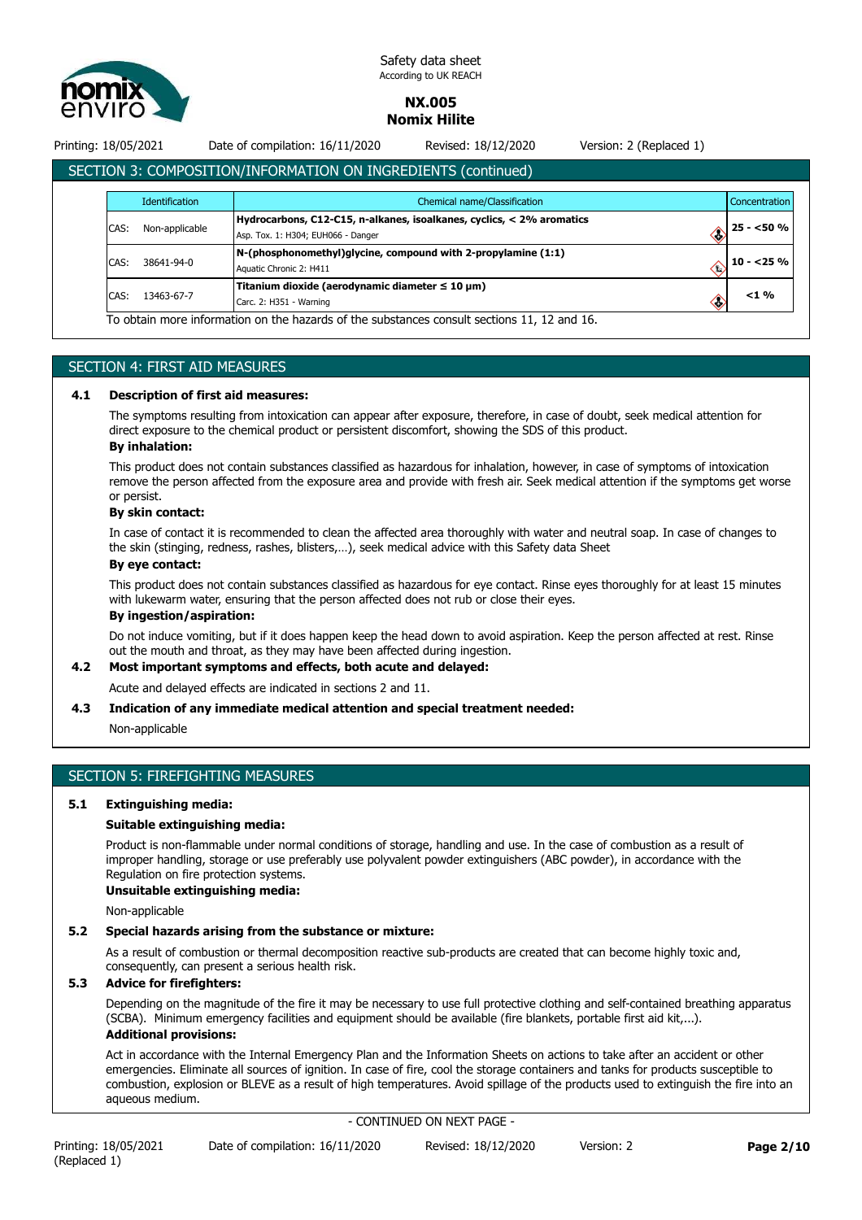## SECTION 3: COMPOSITION/INFORMATION ON INGREDIENTS (continued)

| Identification | | Chemical name/Classification | Concentration |
|---|---|---|---|
| CAS: | Non-applicable | **Hydrocarbons, C12-C15, n-alkanes, isoalkanes, cyclics, < 2% aromatics**<br>Asp. Tox. 1: H304; EUH066 - Danger | 25 - <50 % |
| CAS: | 38641-94-0 | **N-(phosphonomethyl)glycine, compound with 2-propylamine (1:1)**<br>Aquatic Chronic 2: H411 | 10 - <25 % |
| CAS: | 13463-67-7 | **Titanium dioxide (aerodynamic diameter ≤ 10 μm)**<br>Carc. 2: H351 - Warning | <1 % |

To obtain more information on the hazards of the substances consult sections 11, 12 and 16.

## SECTION 4: FIRST AID MEASURES

### 4.1 Description of first aid measures:

The symptoms resulting from intoxication can appear after exposure, therefore, in case of doubt, seek medical attention for direct exposure to the chemical product or persistent discomfort, showing the SDS of this product.

**By inhalation:**

This product does not contain substances classified as hazardous for inhalation, however, in case of symptoms of intoxication remove the person affected from the exposure area and provide with fresh air. Seek medical attention if the symptoms get worse or persist.

**By skin contact:**

In case of contact it is recommended to clean the affected area thoroughly with water and neutral soap. In case of changes to the skin (stinging, redness, rashes, blisters,…), seek medical advice with this Safety data Sheet

**By eye contact:**

This product does not contain substances classified as hazardous for eye contact. Rinse eyes thoroughly for at least 15 minutes with lukewarm water, ensuring that the person affected does not rub or close their eyes.

**By ingestion/aspiration:**

Do not induce vomiting, but if it does happen keep the head down to avoid aspiration. Keep the person affected at rest. Rinse out the mouth and throat, as they may have been affected during ingestion.

### 4.2 Most important symptoms and effects, both acute and delayed:

Acute and delayed effects are indicated in sections 2 and 11.

### 4.3 Indication of any immediate medical attention and special treatment needed:

Non-applicable

## SECTION 5: FIREFIGHTING MEASURES

### 5.1 Extinguishing media:

**Suitable extinguishing media:**

Product is non-flammable under normal conditions of storage, handling and use. In the case of combustion as a result of improper handling, storage or use preferably use polyvalent powder extinguishers (ABC powder), in accordance with the Regulation on fire protection systems.

**Unsuitable extinguishing media:**

Non-applicable

### 5.2 Special hazards arising from the substance or mixture:

As a result of combustion or thermal decomposition reactive sub-products are created that can become highly toxic and, consequently, can present a serious health risk.

### 5.3 Advice for firefighters:

Depending on the magnitude of the fire it may be necessary to use full protective clothing and self-contained breathing apparatus (SCBA). Minimum emergency facilities and equipment should be available (fire blankets, portable first aid kit,...).

**Additional provisions:**

Act in accordance with the Internal Emergency Plan and the Information Sheets on actions to take after an accident or other emergencies. Eliminate all sources of ignition. In case of fire, cool the storage containers and tanks for products susceptible to combustion, explosion or BLEVE as a result of high temperatures. Avoid spillage of the products used to extinguish the fire into an aqueous medium.

- CONTINUED ON NEXT PAGE -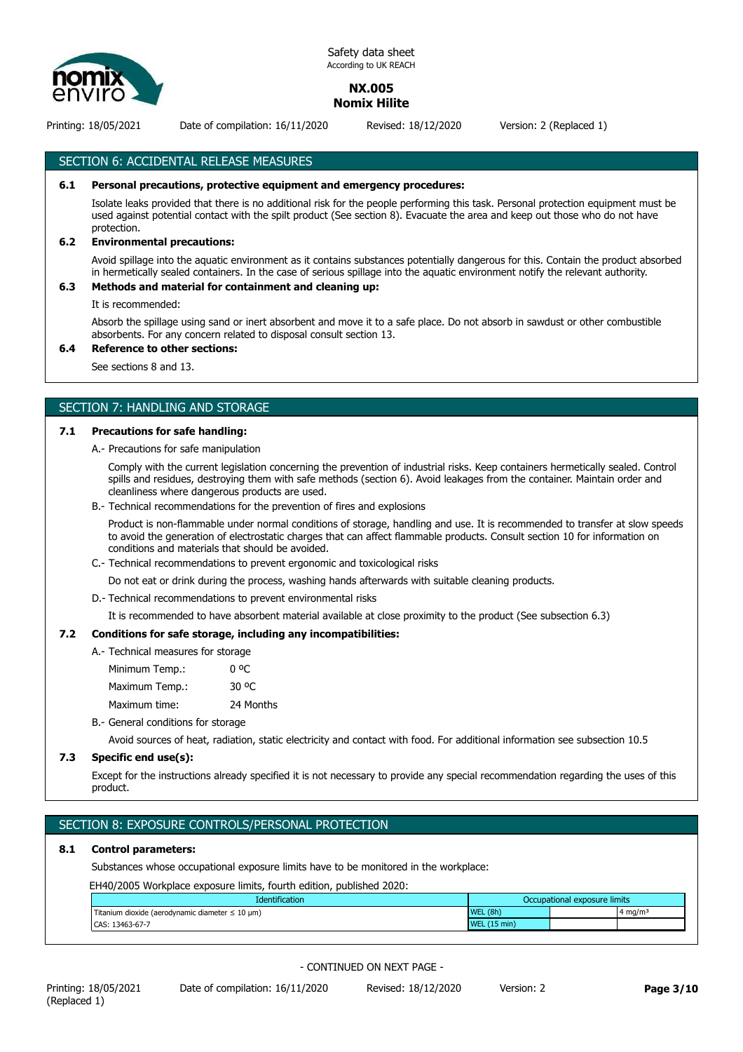## SECTION 6: ACCIDENTAL RELEASE MEASURES

**6.1 Personal precautions, protective equipment and emergency procedures:**

Isolate leaks provided that there is no additional risk for the people performing this task. Personal protection equipment must be used against potential contact with the spilt product (See section 8). Evacuate the area and keep out those who do not have protection.

**6.2 Environmental precautions:**

Avoid spillage into the aquatic environment as it contains substances potentially dangerous for this. Contain the product absorbed in hermetically sealed containers. In the case of serious spillage into the aquatic environment notify the relevant authority.

**6.3 Methods and material for containment and cleaning up:**

It is recommended:

Absorb the spillage using sand or inert absorbent and move it to a safe place. Do not absorb in sawdust or other combustible absorbents. For any concern related to disposal consult section 13.

**6.4 Reference to other sections:**

See sections 8 and 13.

## SECTION 7: HANDLING AND STORAGE

**7.1 Precautions for safe handling:**

A.- Precautions for safe manipulation

Comply with the current legislation concerning the prevention of industrial risks. Keep containers hermetically sealed. Control spills and residues, destroying them with safe methods (section 6). Avoid leakages from the container. Maintain order and cleanliness where dangerous products are used.

B.- Technical recommendations for the prevention of fires and explosions

Product is non-flammable under normal conditions of storage, handling and use. It is recommended to transfer at slow speeds to avoid the generation of electrostatic charges that can affect flammable products. Consult section 10 for information on conditions and materials that should be avoided.

C.- Technical recommendations to prevent ergonomic and toxicological risks

Do not eat or drink during the process, washing hands afterwards with suitable cleaning products.

D.- Technical recommendations to prevent environmental risks

It is recommended to have absorbent material available at close proximity to the product (See subsection 6.3)

**7.2 Conditions for safe storage, including any incompatibilities:**

A.- Technical measures for storage

Minimum Temp.: 0 ºC

Maximum Temp.: 30 ºC

Maximum time: 24 Months

B.- General conditions for storage

Avoid sources of heat, radiation, static electricity and contact with food. For additional information see subsection 10.5

**7.3 Specific end use(s):**

Except for the instructions already specified it is not necessary to provide any special recommendation regarding the uses of this product.

## SECTION 8: EXPOSURE CONTROLS/PERSONAL PROTECTION

**8.1 Control parameters:**

Substances whose occupational exposure limits have to be monitored in the workplace:

EH40/2005 Workplace exposure limits, fourth edition, published 2020:

| Identification | Occupational exposure limits | | |
|---|---|---|---|
| Titanium dioxide (aerodynamic diameter ≤ 10 µm) | WEL (8h) | | 4 mg/m³ |
| CAS: 13463-67-7 | WEL (15 min) | | |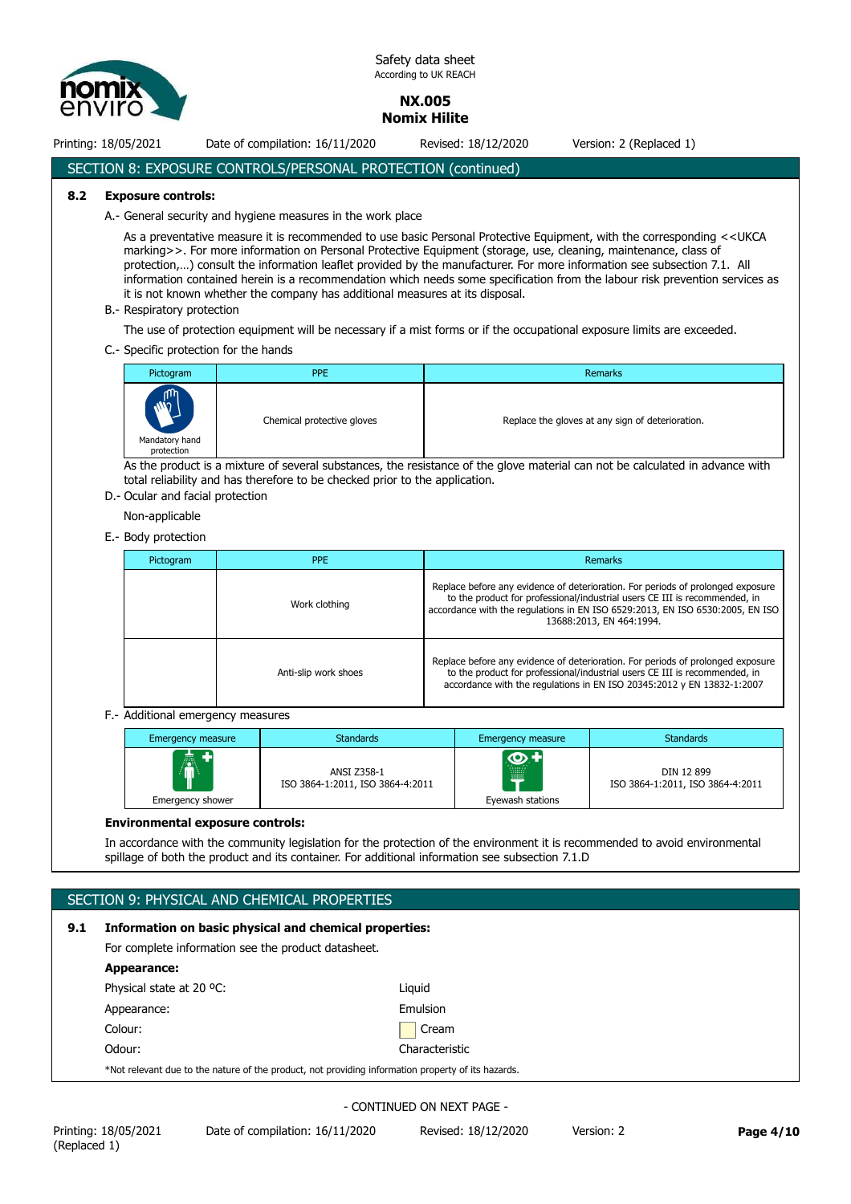## SECTION 8: EXPOSURE CONTROLS/PERSONAL PROTECTION (continued)

### 8.2 Exposure controls:

A.- General security and hygiene measures in the work place

As a preventative measure it is recommended to use basic Personal Protective Equipment, with the corresponding <<UKCA marking>>. For more information on Personal Protective Equipment (storage, use, cleaning, maintenance, class of protection,…) consult the information leaflet provided by the manufacturer. For more information see subsection 7.1. All information contained herein is a recommendation which needs some specification from the labour risk prevention services as it is not known whether the company has additional measures at its disposal.

B.- Respiratory protection

The use of protection equipment will be necessary if a mist forms or if the occupational exposure limits are exceeded.

C.- Specific protection for the hands

| Pictogram | PPE | Remarks |
| --- | --- | --- |
| Mandatory hand protection | Chemical protective gloves | Replace the gloves at any sign of deterioration. |

As the product is a mixture of several substances, the resistance of the glove material can not be calculated in advance with total reliability and has therefore to be checked prior to the application.

D.- Ocular and facial protection

Non-applicable

E.- Body protection

| Pictogram | PPE | Remarks |
| --- | --- | --- |
| | Work clothing | Replace before any evidence of deterioration. For periods of prolonged exposure to the product for professional/industrial users CE III is recommended, in accordance with the regulations in EN ISO 6529:2013, EN ISO 6530:2005, EN ISO 13688:2013, EN 464:1994. |
| | Anti-slip work shoes | Replace before any evidence of deterioration. For periods of prolonged exposure to the product for professional/industrial users CE III is recommended, in accordance with the regulations in EN ISO 20345:2012 y EN 13832-1:2007 |

F.- Additional emergency measures

| Emergency measure | Standards | Emergency measure | Standards |
| --- | --- | --- | --- |
| Emergency shower | ANSI Z358-1<br>ISO 3864-1:2011, ISO 3864-4:2011 | Eyewash stations | DIN 12 899<br>ISO 3864-1:2011, ISO 3864-4:2011 |

**Environmental exposure controls:**

In accordance with the community legislation for the protection of the environment it is recommended to avoid environmental spillage of both the product and its container. For additional information see subsection 7.1.D

## SECTION 9: PHYSICAL AND CHEMICAL PROPERTIES

### 9.1 Information on basic physical and chemical properties:

For complete information see the product datasheet.

**Appearance:**

| | |
| --- | --- |
| Physical state at 20 ºC: | Liquid |
| Appearance: | Emulsion |
| Colour: | Cream |
| Odour: | Characteristic |

*Not relevant due to the nature of the product, not providing information property of its hazards.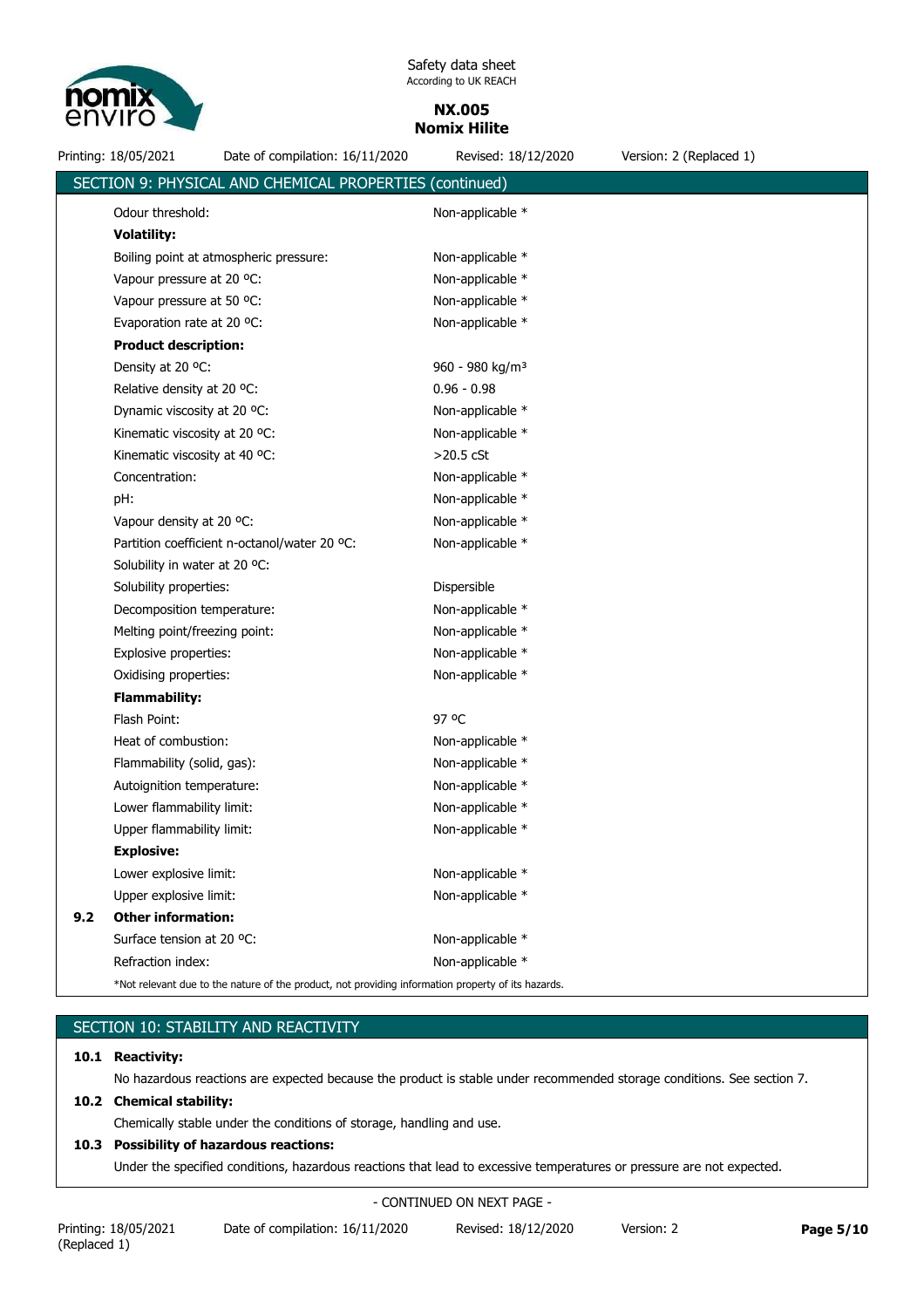## SECTION 9: PHYSICAL AND CHEMICAL PROPERTIES (continued)

| Property | Value |
|---|---|
| Odour threshold: | Non-applicable * |
| **Volatility:** | |
| Boiling point at atmospheric pressure: | Non-applicable * |
| Vapour pressure at 20 ºC: | Non-applicable * |
| Vapour pressure at 50 ºC: | Non-applicable * |
| Evaporation rate at 20 ºC: | Non-applicable * |
| **Product description:** | |
| Density at 20 ºC: | 960 - 980 kg/m³ |
| Relative density at 20 ºC: | 0.96 - 0.98 |
| Dynamic viscosity at 20 ºC: | Non-applicable * |
| Kinematic viscosity at 20 ºC: | Non-applicable * |
| Kinematic viscosity at 40 ºC: | >20.5 cSt |
| Concentration: | Non-applicable * |
| pH: | Non-applicable * |
| Vapour density at 20 ºC: | Non-applicable * |
| Partition coefficient n-octanol/water 20 ºC: | Non-applicable * |
| Solubility in water at 20 ºC: | |
| Solubility properties: | Dispersible |
| Decomposition temperature: | Non-applicable * |
| Melting point/freezing point: | Non-applicable * |
| Explosive properties: | Non-applicable * |
| Oxidising properties: | Non-applicable * |
| **Flammability:** | |
| Flash Point: | 97 ºC |
| Heat of combustion: | Non-applicable * |
| Flammability (solid, gas): | Non-applicable * |
| Autoignition temperature: | Non-applicable * |
| Lower flammability limit: | Non-applicable * |
| Upper flammability limit: | Non-applicable * |
| **Explosive:** | |
| Lower explosive limit: | Non-applicable * |
| Upper explosive limit: | Non-applicable * |

**9.2 Other information:**

| Property | Value |
|---|---|
| Surface tension at 20 ºC: | Non-applicable * |
| Refraction index: | Non-applicable * |

*Not relevant due to the nature of the product, not providing information property of its hazards.

## SECTION 10: STABILITY AND REACTIVITY

**10.1 Reactivity:**

No hazardous reactions are expected because the product is stable under recommended storage conditions. See section 7.

**10.2 Chemical stability:**

Chemically stable under the conditions of storage, handling and use.

**10.3 Possibility of hazardous reactions:**

Under the specified conditions, hazardous reactions that lead to excessive temperatures or pressure are not expected.

- CONTINUED ON NEXT PAGE -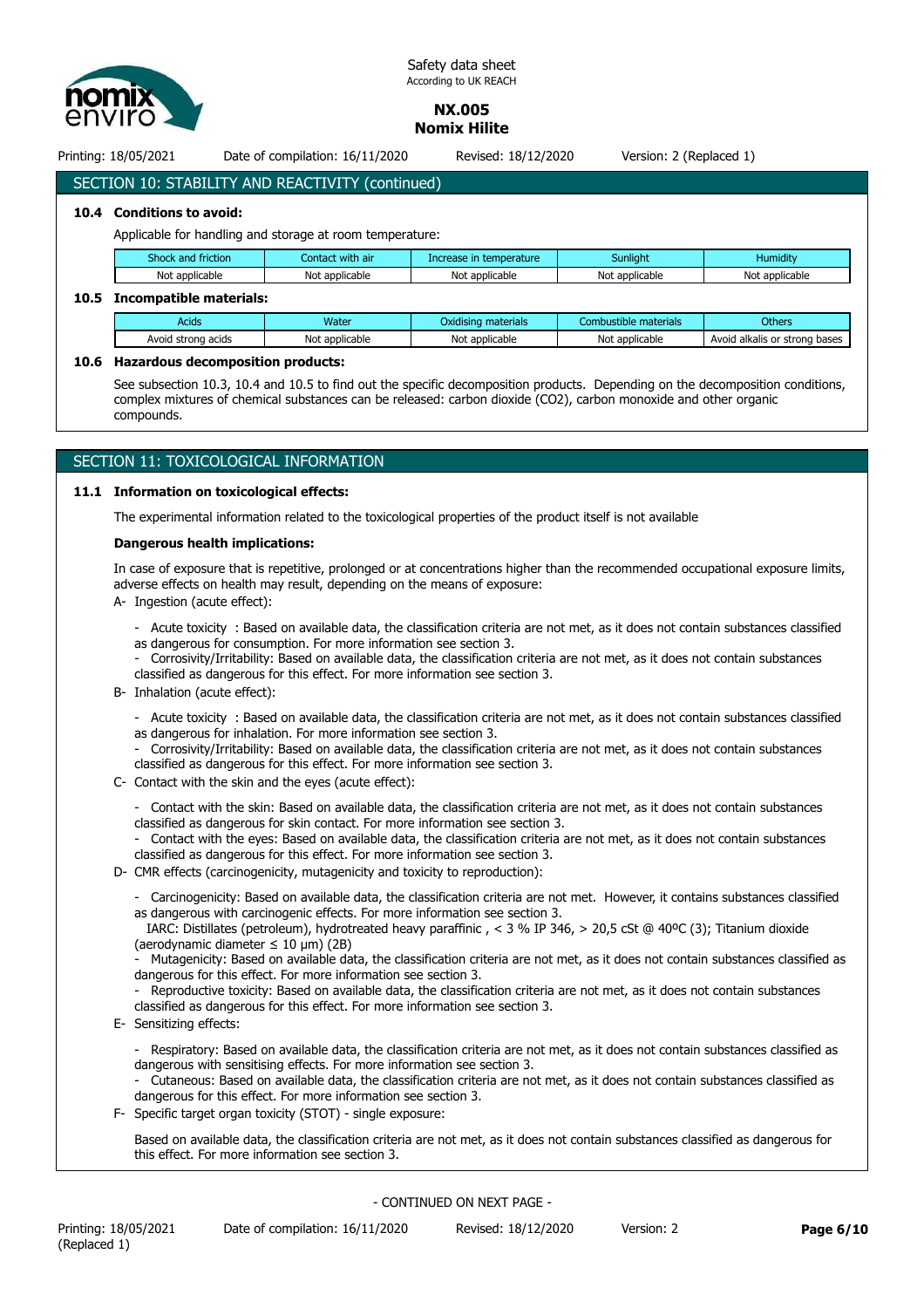## SECTION 10: STABILITY AND REACTIVITY (continued)

**10.4 Conditions to avoid:**

Applicable for handling and storage at room temperature:

| Shock and friction | Contact with air | Increase in temperature | Sunlight | Humidity |
|---|---|---|---|---|
| Not applicable | Not applicable | Not applicable | Not applicable | Not applicable |

**10.5 Incompatible materials:**

| Acids | Water | Oxidising materials | Combustible materials | Others |
|---|---|---|---|---|
| Avoid strong acids | Not applicable | Not applicable | Not applicable | Avoid alkalis or strong bases |

**10.6 Hazardous decomposition products:**

See subsection 10.3, 10.4 and 10.5 to find out the specific decomposition products. Depending on the decomposition conditions, complex mixtures of chemical substances can be released: carbon dioxide ($CO_2$), carbon monoxide and other organic compounds.

## SECTION 11: TOXICOLOGICAL INFORMATION

**11.1 Information on toxicological effects:**

The experimental information related to the toxicological properties of the product itself is not available

**Dangerous health implications:**

In case of exposure that is repetitive, prolonged or at concentrations higher than the recommended occupational exposure limits, adverse effects on health may result, depending on the means of exposure:

A- Ingestion (acute effect):

- Acute toxicity : Based on available data, the classification criteria are not met, as it does not contain substances classified as dangerous for consumption. For more information see section 3.
- Corrosivity/Irritability: Based on available data, the classification criteria are not met, as it does not contain substances classified as dangerous for this effect. For more information see section 3.

B- Inhalation (acute effect):

- Acute toxicity : Based on available data, the classification criteria are not met, as it does not contain substances classified as dangerous for inhalation. For more information see section 3.
- Corrosivity/Irritability: Based on available data, the classification criteria are not met, as it does not contain substances classified as dangerous for this effect. For more information see section 3.

C- Contact with the skin and the eyes (acute effect):

- Contact with the skin: Based on available data, the classification criteria are not met, as it does not contain substances classified as dangerous for skin contact. For more information see section 3.
- Contact with the eyes: Based on available data, the classification criteria are not met, as it does not contain substances classified as dangerous for this effect. For more information see section 3.

D- CMR effects (carcinogenicity, mutagenicity and toxicity to reproduction):

- Carcinogenicity: Based on available data, the classification criteria are not met. However, it contains substances classified as dangerous with carcinogenic effects. For more information see section 3.
  IARC: Distillates (petroleum), hydrotreated heavy paraffinic , < 3 % IP 346, > 20,5 cSt @ 40ºC (3); Titanium dioxide (aerodynamic diameter ≤ 10 µm) (2B)
- Mutagenicity: Based on available data, the classification criteria are not met, as it does not contain substances classified as dangerous for this effect. For more information see section 3.
- Reproductive toxicity: Based on available data, the classification criteria are not met, as it does not contain substances classified as dangerous for this effect. For more information see section 3.

E- Sensitizing effects:

- Respiratory: Based on available data, the classification criteria are not met, as it does not contain substances classified as dangerous with sensitising effects. For more information see section 3.
- Cutaneous: Based on available data, the classification criteria are not met, as it does not contain substances classified as dangerous for this effect. For more information see section 3.

F- Specific target organ toxicity (STOT) - single exposure:

Based on available data, the classification criteria are not met, as it does not contain substances classified as dangerous for this effect. For more information see section 3.

- CONTINUED ON NEXT PAGE -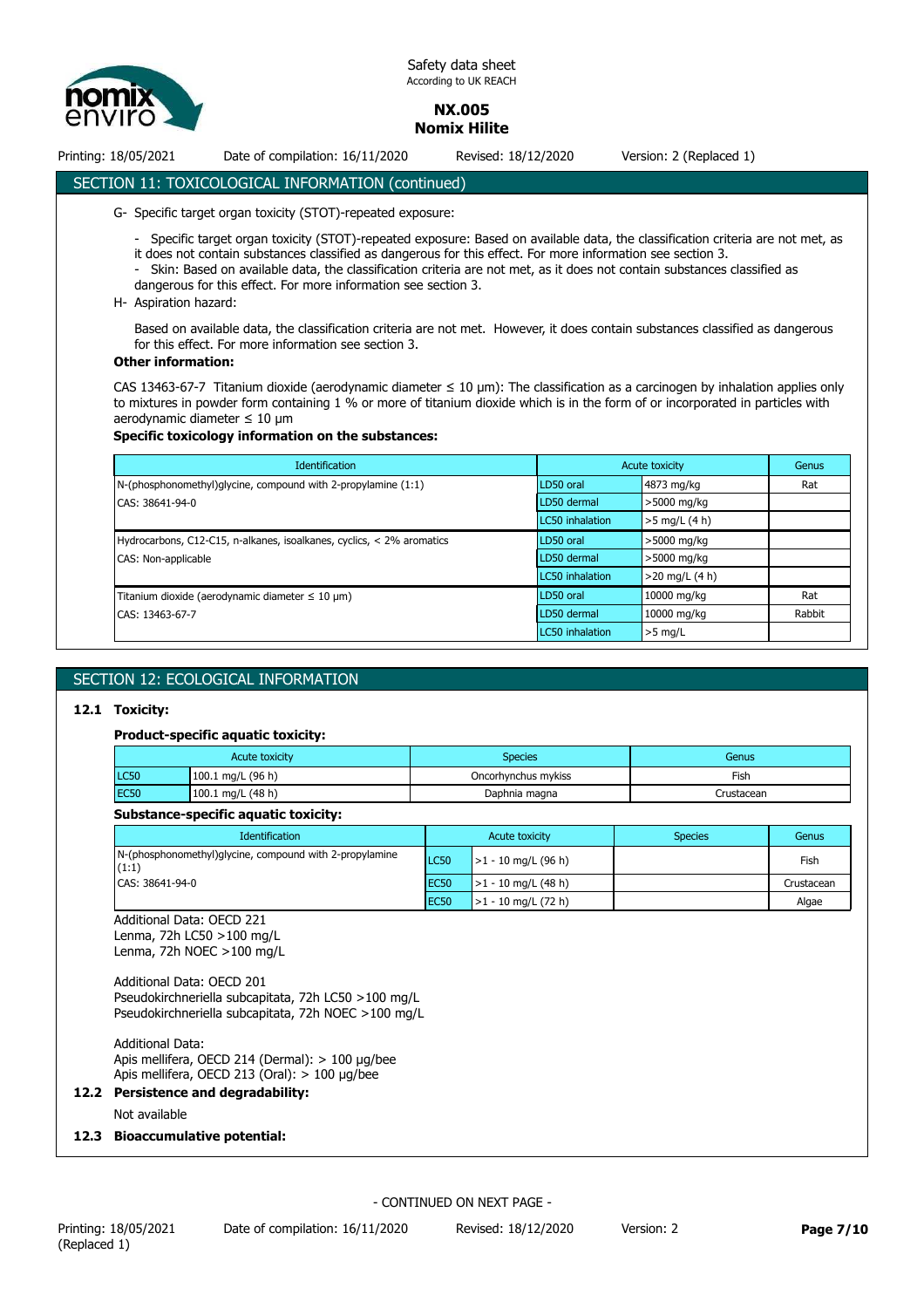## SECTION 11: TOXICOLOGICAL INFORMATION (continued)

G- Specific target organ toxicity (STOT)-repeated exposure:

- Specific target organ toxicity (STOT)-repeated exposure: Based on available data, the classification criteria are not met, as it does not contain substances classified as dangerous for this effect. For more information see section 3.
- Skin: Based on available data, the classification criteria are not met, as it does not contain substances classified as dangerous for this effect. For more information see section 3.

H- Aspiration hazard:

Based on available data, the classification criteria are not met. However, it does contain substances classified as dangerous for this effect. For more information see section 3.

**Other information:**

CAS 13463-67-7 Titanium dioxide (aerodynamic diameter ≤ 10 µm): The classification as a carcinogen by inhalation applies only to mixtures in powder form containing 1 % or more of titanium dioxide which is in the form of or incorporated in particles with aerodynamic diameter ≤ 10 µm

**Specific toxicology information on the substances:**

| Identification | Acute toxicity | | Genus |
|---|---|---|---|
| N-(phosphonomethyl)glycine, compound with 2-propylamine (1:1) | LD50 oral | 4873 mg/kg | Rat |
| CAS: 38641-94-0 | LD50 dermal | >5000 mg/kg | |
| | LC50 inhalation | >5 mg/L (4 h) | |
| Hydrocarbons, C12-C15, n-alkanes, isoalkanes, cyclics, < 2% aromatics | LD50 oral | >5000 mg/kg | |
| CAS: Non-applicable | LD50 dermal | >5000 mg/kg | |
| | LC50 inhalation | >20 mg/L (4 h) | |
| Titanium dioxide (aerodynamic diameter ≤ 10 µm) | LD50 oral | 10000 mg/kg | Rat |
| CAS: 13463-67-7 | LD50 dermal | 10000 mg/kg | Rabbit |
| | LC50 inhalation | >5 mg/L | |

## SECTION 12: ECOLOGICAL INFORMATION

### 12.1 Toxicity:

**Product-specific aquatic toxicity:**

| Acute toxicity | | Species | Genus |
|---|---|---|---|
| LC50 | 100.1 mg/L (96 h) | Oncorhynchus mykiss | Fish |
| EC50 | 100.1 mg/L (48 h) | Daphnia magna | Crustacean |

**Substance-specific aquatic toxicity:**

| Identification | Acute toxicity | | Species | Genus |
|---|---|---|---|---|
| N-(phosphonomethyl)glycine, compound with 2-propylamine (1:1) | LC50 | >1 - 10 mg/L (96 h) | | Fish |
| CAS: 38641-94-0 | EC50 | >1 - 10 mg/L (48 h) | | Crustacean |
| | EC50 | >1 - 10 mg/L (72 h) | | Algae |

Additional Data: OECD 221
Lenma, 72h LC50 >100 mg/L
Lenma, 72h NOEC >100 mg/L

Additional Data: OECD 201
Pseudokirchneriella subcapitata, 72h LC50 >100 mg/L
Pseudokirchneriella subcapitata, 72h NOEC >100 mg/L

Additional Data:
Apis mellifera, OECD 214 (Dermal): > 100 µg/bee
Apis mellifera, OECD 213 (Oral): > 100 µg/bee

### 12.2 Persistence and degradability:

Not available

### 12.3 Bioaccumulative potential: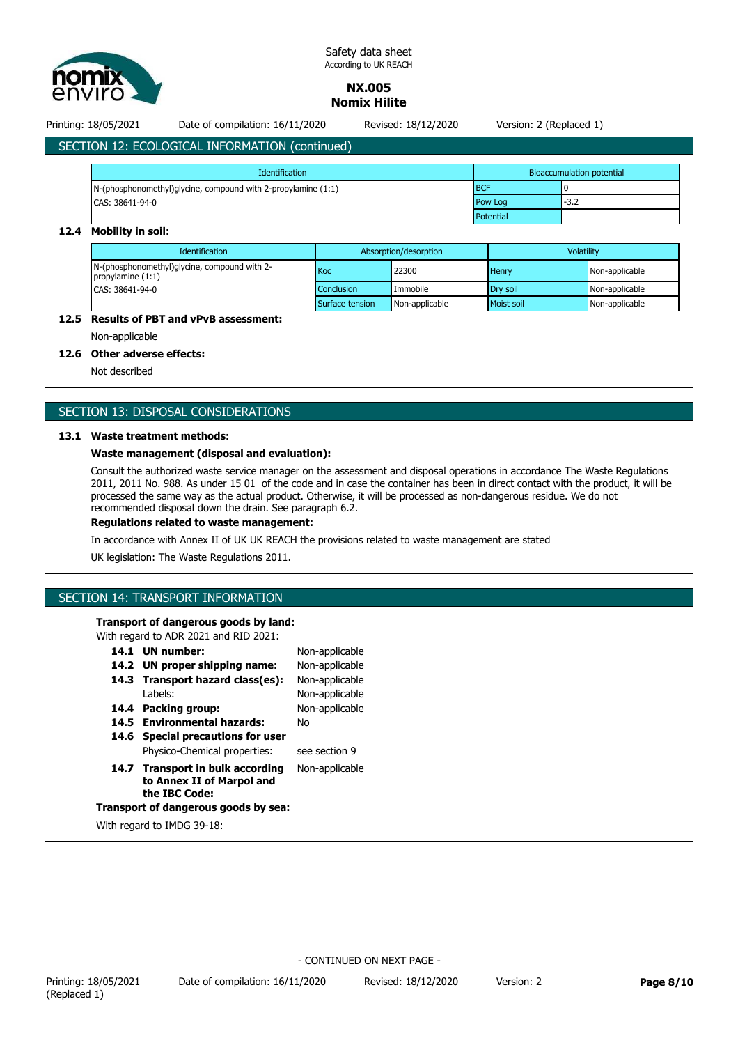## SECTION 12: ECOLOGICAL INFORMATION (continued)

| Identification | Bioaccumulation potential | |
|---|---|---|
| N-(phosphonomethyl)glycine, compound with 2-propylamine (1:1) | BCF | 0 |
| CAS: 38641-94-0 | Pow Log | -3.2 |
| | Potential | |

### 12.4 Mobility in soil:

| Identification | Absorption/desorption | | Volatility | |
|---|---|---|---|---|
| N-(phosphonomethyl)glycine, compound with 2-propylamine (1:1) | Koc | 22300 | Henry | Non-applicable |
| CAS: 38641-94-0 | Conclusion | Immobile | Dry soil | Non-applicable |
| | Surface tension | Non-applicable | Moist soil | Non-applicable |

### 12.5 Results of PBT and vPvB assessment:

Non-applicable

### 12.6 Other adverse effects:

Not described

## SECTION 13: DISPOSAL CONSIDERATIONS

### 13.1 Waste treatment methods:

**Waste management (disposal and evaluation):**

Consult the authorized waste service manager on the assessment and disposal operations in accordance The Waste Regulations 2011, 2011 No. 988. As under 15 01 of the code and in case the container has been in direct contact with the product, it will be processed the same way as the actual product. Otherwise, it will be processed as non-dangerous residue. We do not recommended disposal down the drain. See paragraph 6.2.

**Regulations related to waste management:**

In accordance with Annex II of UK UK REACH the provisions related to waste management are stated

UK legislation: The Waste Regulations 2011.

## SECTION 14: TRANSPORT INFORMATION

**Transport of dangerous goods by land:**

With regard to ADR 2021 and RID 2021:

- **14.1 UN number:** Non-applicable
- **14.2 UN proper shipping name:** Non-applicable
- **14.3 Transport hazard class(es):** Non-applicable
  - Labels: Non-applicable
- **14.4 Packing group:** Non-applicable
- **14.5 Environmental hazards:** No
- **14.6 Special precautions for user**
  - Physico-Chemical properties: see section 9
- **14.7 Transport in bulk according to Annex II of Marpol and the IBC Code:** Non-applicable

**Transport of dangerous goods by sea:**

With regard to IMDG 39-18: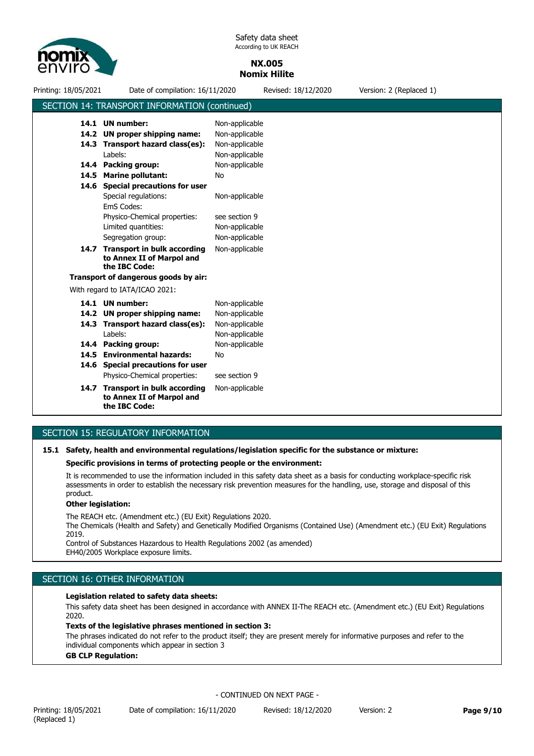## SECTION 14: TRANSPORT INFORMATION (continued)

| | |
|---|---|
| **14.1 UN number:** | Non-applicable |
| **14.2 UN proper shipping name:** | Non-applicable |
| **14.3 Transport hazard class(es):** | Non-applicable |
| Labels: | Non-applicable |
| **14.4 Packing group:** | Non-applicable |
| **14.5 Marine pollutant:** | No |
| **14.6 Special precautions for user** | |
| Special regulations: | Non-applicable |
| EmS Codes: | |
| Physico-Chemical properties: | see section 9 |
| Limited quantities: | Non-applicable |
| Segregation group: | Non-applicable |
| **14.7 Transport in bulk according to Annex II of Marpol and the IBC Code:** | Non-applicable |

**Transport of dangerous goods by air:**

With regard to IATA/ICAO 2021:

| | |
|---|---|
| **14.1 UN number:** | Non-applicable |
| **14.2 UN proper shipping name:** | Non-applicable |
| **14.3 Transport hazard class(es):** | Non-applicable |
| Labels: | Non-applicable |
| **14.4 Packing group:** | Non-applicable |
| **14.5 Environmental hazards:** | No |
| **14.6 Special precautions for user** | |
| Physico-Chemical properties: | see section 9 |
| **14.7 Transport in bulk according to Annex II of Marpol and the IBC Code:** | Non-applicable |

## SECTION 15: REGULATORY INFORMATION

**15.1 Safety, health and environmental regulations/legislation specific for the substance or mixture:**

**Specific provisions in terms of protecting people or the environment:**

It is recommended to use the information included in this safety data sheet as a basis for conducting workplace-specific risk assessments in order to establish the necessary risk prevention measures for the handling, use, storage and disposal of this product.

**Other legislation:**

The REACH etc. (Amendment etc.) (EU Exit) Regulations 2020.
The Chemicals (Health and Safety) and Genetically Modified Organisms (Contained Use) (Amendment etc.) (EU Exit) Regulations 2019.
Control of Substances Hazardous to Health Regulations 2002 (as amended)
EH40/2005 Workplace exposure limits.

## SECTION 16: OTHER INFORMATION

**Legislation related to safety data sheets:**

This safety data sheet has been designed in accordance with ANNEX II-The REACH etc. (Amendment etc.) (EU Exit) Regulations 2020.

**Texts of the legislative phrases mentioned in section 3:**

The phrases indicated do not refer to the product itself; they are present merely for informative purposes and refer to the individual components which appear in section 3

**GB CLP Regulation:**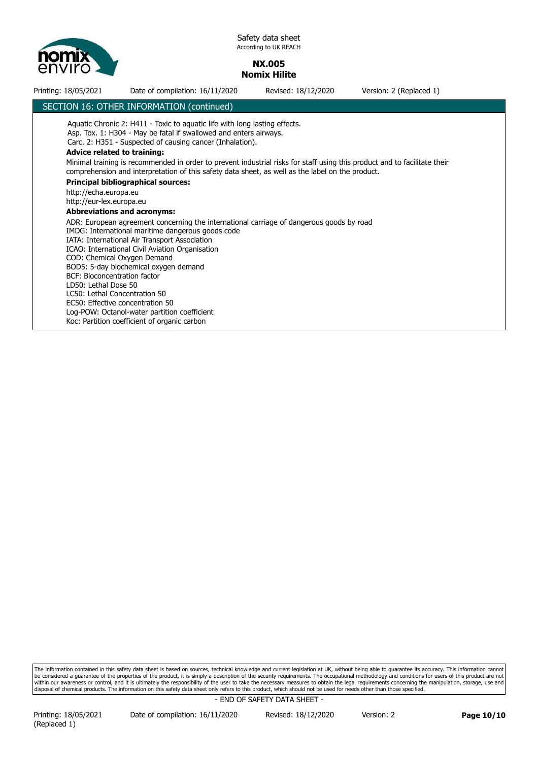## SECTION 16: OTHER INFORMATION (continued)

Aquatic Chronic 2: H411 - Toxic to aquatic life with long lasting effects.
Asp. Tox. 1: H304 - May be fatal if swallowed and enters airways.
Carc. 2: H351 - Suspected of causing cancer (Inhalation).

**Advice related to training:**

Minimal training is recommended in order to prevent industrial risks for staff using this product and to facilitate their comprehension and interpretation of this safety data sheet, as well as the label on the product.

**Principal bibliographical sources:**

http://echa.europa.eu
http://eur-lex.europa.eu

**Abbreviations and acronyms:**

ADR: European agreement concerning the international carriage of dangerous goods by road
IMDG: International maritime dangerous goods code
IATA: International Air Transport Association
ICAO: International Civil Aviation Organisation
COD: Chemical Oxygen Demand
BOD5: 5-day biochemical oxygen demand
BCF: Bioconcentration factor
LD50: Lethal Dose 50
LC50: Lethal Concentration 50
EC50: Effective concentration 50
Log-POW: Octanol-water partition coefficient
Koc: Partition coefficient of organic carbon

The information contained in this safety data sheet is based on sources, technical knowledge and current legislation at UK, without being able to guarantee its accuracy. This information cannot be considered a guarantee of the properties of the product, it is simply a description of the security requirements. The occupational methodology and conditions for users of this product are not within our awareness or control, and it is ultimately the responsibility of the user to take the necessary measures to obtain the legal requirements concerning the manipulation, storage, use and disposal of chemical products. The information on this safety data sheet only refers to this product, which should not be used for needs other than those specified.

- END OF SAFETY DATA SHEET -